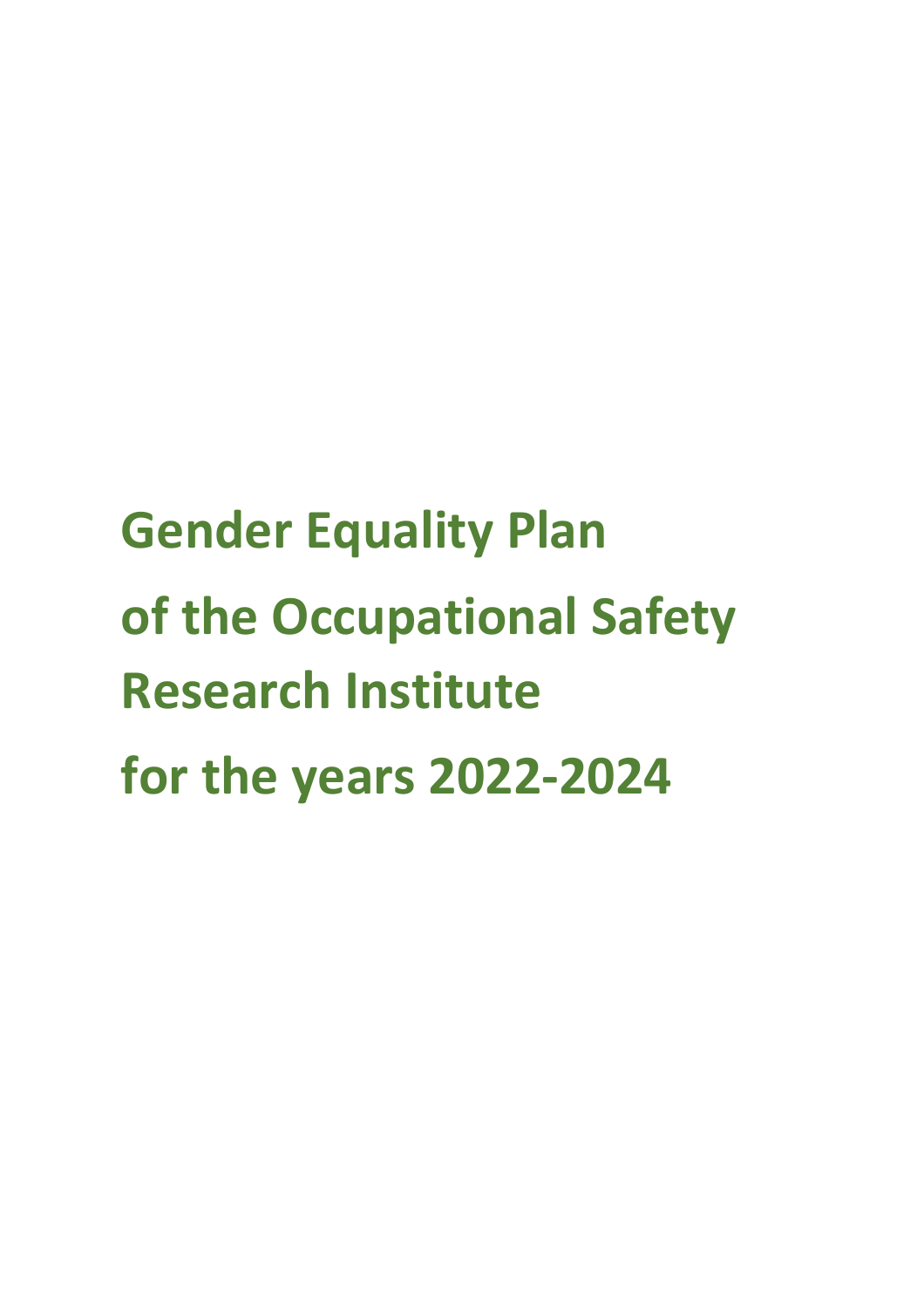# Gender Equality Plan of the Occupational Safety Research Institute for the years 2022-2024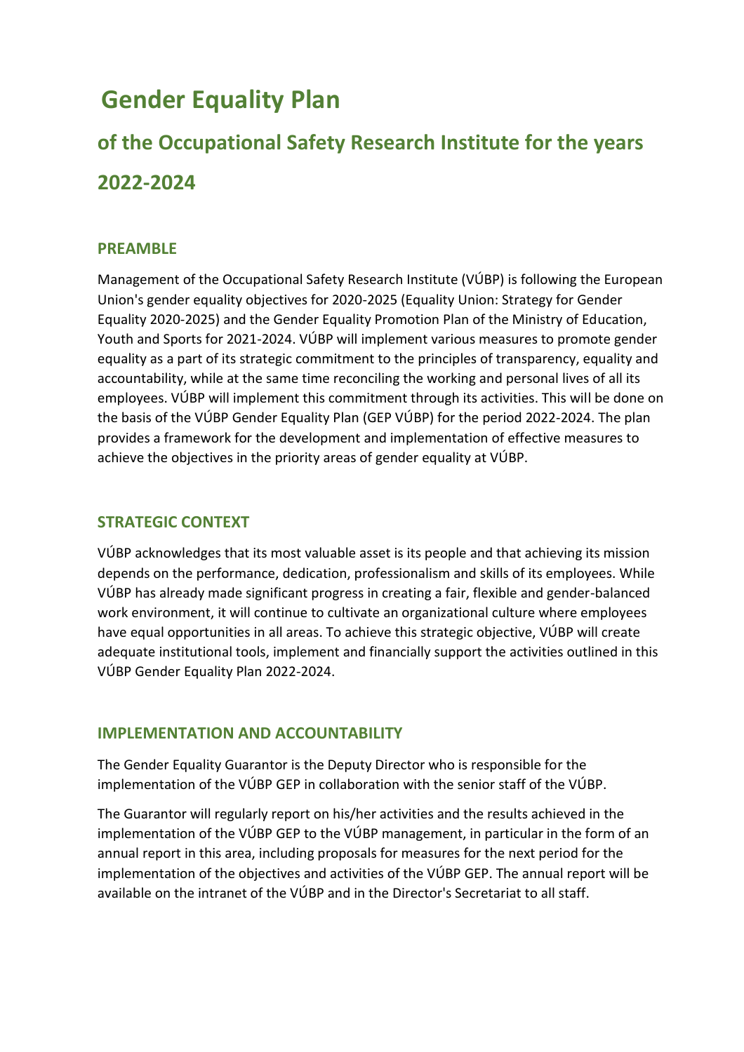# Gender Equality Plan

## of the Occupational Safety Research Institute for the years 2022-2024

### PREAMBLE

Management of the Occupational Safety Research Institute (VÚBP) is following the European Union's gender equality objectives for 2020-2025 (Equality Union: Strategy for Gender Equality 2020-2025) and the Gender Equality Promotion Plan of the Ministry of Education, Youth and Sports for 2021-2024. VÚBP will implement various measures to promote gender equality as a part of its strategic commitment to the principles of transparency, equality and accountability, while at the same time reconciling the working and personal lives of all its employees. VÚBP will implement this commitment through its activities. This will be done on the basis of the VÚBP Gender Equality Plan (GEP VÚBP) for the period 2022-2024. The plan provides a framework for the development and implementation of effective measures to achieve the objectives in the priority areas of gender equality at VÚBP.

### STRATEGIC CONTEXT

VÚBP acknowledges that its most valuable asset is its people and that achieving its mission depends on the performance, dedication, professionalism and skills of its employees. While VÚBP has already made significant progress in creating a fair, flexible and gender-balanced work environment, it will continue to cultivate an organizational culture where employees have equal opportunities in all areas. To achieve this strategic objective, VÚBP will create adequate institutional tools, implement and financially support the activities outlined in this VÚBP Gender Equality Plan 2022-2024.

### IMPLEMENTATION AND ACCOUNTABILITY

The Gender Equality Guarantor is the Deputy Director who is responsible for the implementation of the VÚBP GEP in collaboration with the senior staff of the VÚBP.

The Guarantor will regularly report on his/her activities and the results achieved in the implementation of the VÚBP GEP to the VÚBP management, in particular in the form of an annual report in this area, including proposals for measures for the next period for the implementation of the objectives and activities of the VÚBP GEP. The annual report will be available on the intranet of the VÚBP and in the Director's Secretariat to all staff.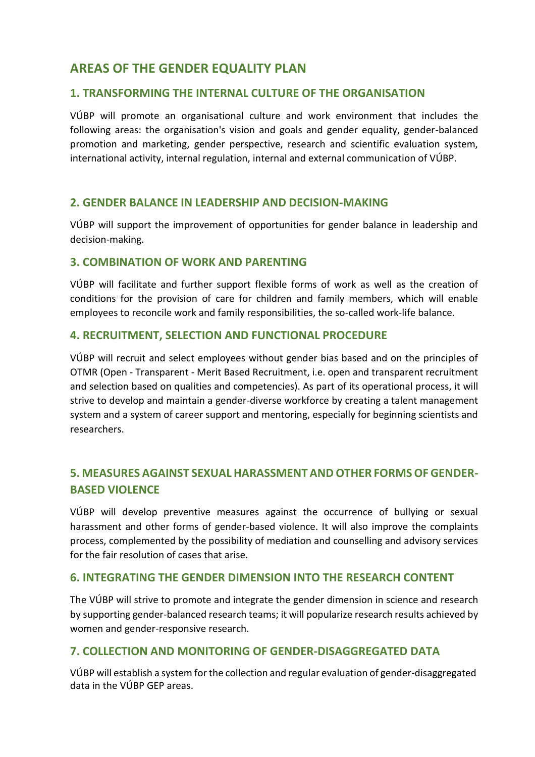## AREAS OF THE GENDER EQUALITY PLAN

### 1. TRANSFORMING THE INTERNAL CULTURE OF THE ORGANISATION

VÚBP will promote an organisational culture and work environment that includes the following areas: the organisation's vision and goals and gender equality, gender-balanced promotion and marketing, gender perspective, research and scientific evaluation system, international activity, internal regulation, internal and external communication of VÚBP.

### 2. GENDER BALANCE IN LEADERSHIP AND DECISION-MAKING

VÚBP will support the improvement of opportunities for gender balance in leadership and decision-making.

### 3. COMBINATION OF WORK AND PARENTING

VÚBP will facilitate and further support flexible forms of work as well as the creation of conditions for the provision of care for children and family members, which will enable employees to reconcile work and family responsibilities, the so-called work-life balance.

### 4. RECRUITMENT, SELECTION AND FUNCTIONAL PROCEDURE

VÚBP will recruit and select employees without gender bias based and on the principles of OTMR (Open - Transparent - Merit Based Recruitment, i.e. open and transparent recruitment and selection based on qualities and competencies). As part of its operational process, it will strive to develop and maintain a gender-diverse workforce by creating a talent management system and a system of career support and mentoring, especially for beginning scientists and researchers.

### 5. MEASURES AGAINST SEXUAL HARASSMENT AND OTHER FORMS OF GENDER-BASED VIOLENCE

VÚBP will develop preventive measures against the occurrence of bullying or sexual harassment and other forms of gender-based violence. It will also improve the complaints process, complemented by the possibility of mediation and counselling and advisory services for the fair resolution of cases that arise.

### 6. INTEGRATING THE GENDER DIMENSION INTO THE RESEARCH CONTENT

The VÚBP will strive to promote and integrate the gender dimension in science and research by supporting gender-balanced research teams; it will popularize research results achieved by women and gender-responsive research.

### 7. COLLECTION AND MONITORING OF GENDER-DISAGGREGATED DATA

VÚBP will establish a system for the collection and regular evaluation of gender-disaggregated data in the VÚBP GEP areas.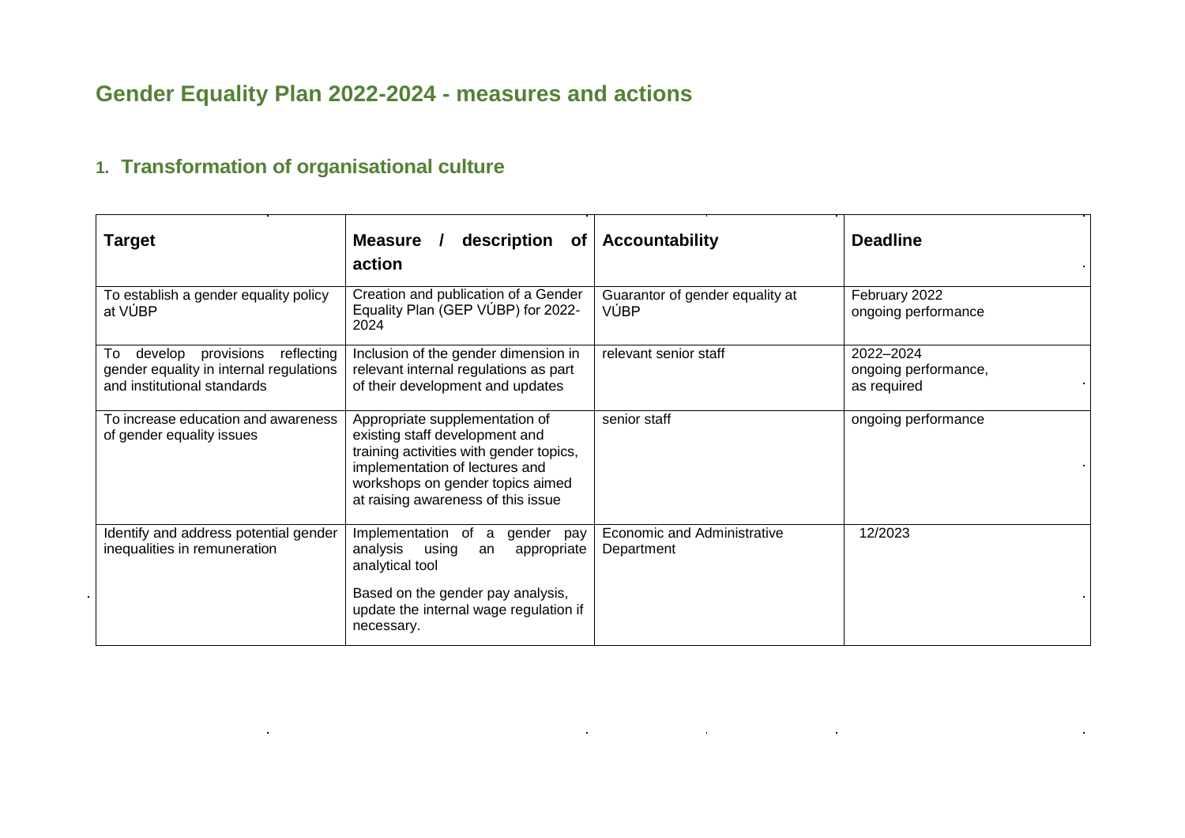# Gender Equality Plan 2022-2024 - measures and actions

## 1. Transformation of organisational culture

| Target | Measure / description of action | Accountability | Deadline |
|---|---|---|---|
| To establish a gender equality policy at VÚBP | Creation and publication of a Gender Equality Plan (GEP VÚBP) for 2022-2024 | Guarantor of gender equality at VÚBP | February 2022<br>ongoing performance |
| To develop provisions reflecting gender equality in internal regulations and institutional standards | Inclusion of the gender dimension in relevant internal regulations as part of their development and updates | relevant senior staff | 2022–2024<br>ongoing performance,<br>as required |
| To increase education and awareness of gender equality issues | Appropriate supplementation of existing staff development and training activities with gender topics, implementation of lectures and workshops on gender topics aimed at raising awareness of this issue | senior staff | ongoing performance |
| Identify and address potential gender inequalities in remuneration | Implementation of a gender pay analysis using an appropriate analytical tool<br><br>Based on the gender pay analysis, update the internal wage regulation if necessary. | Economic and Administrative Department | 12/2023 |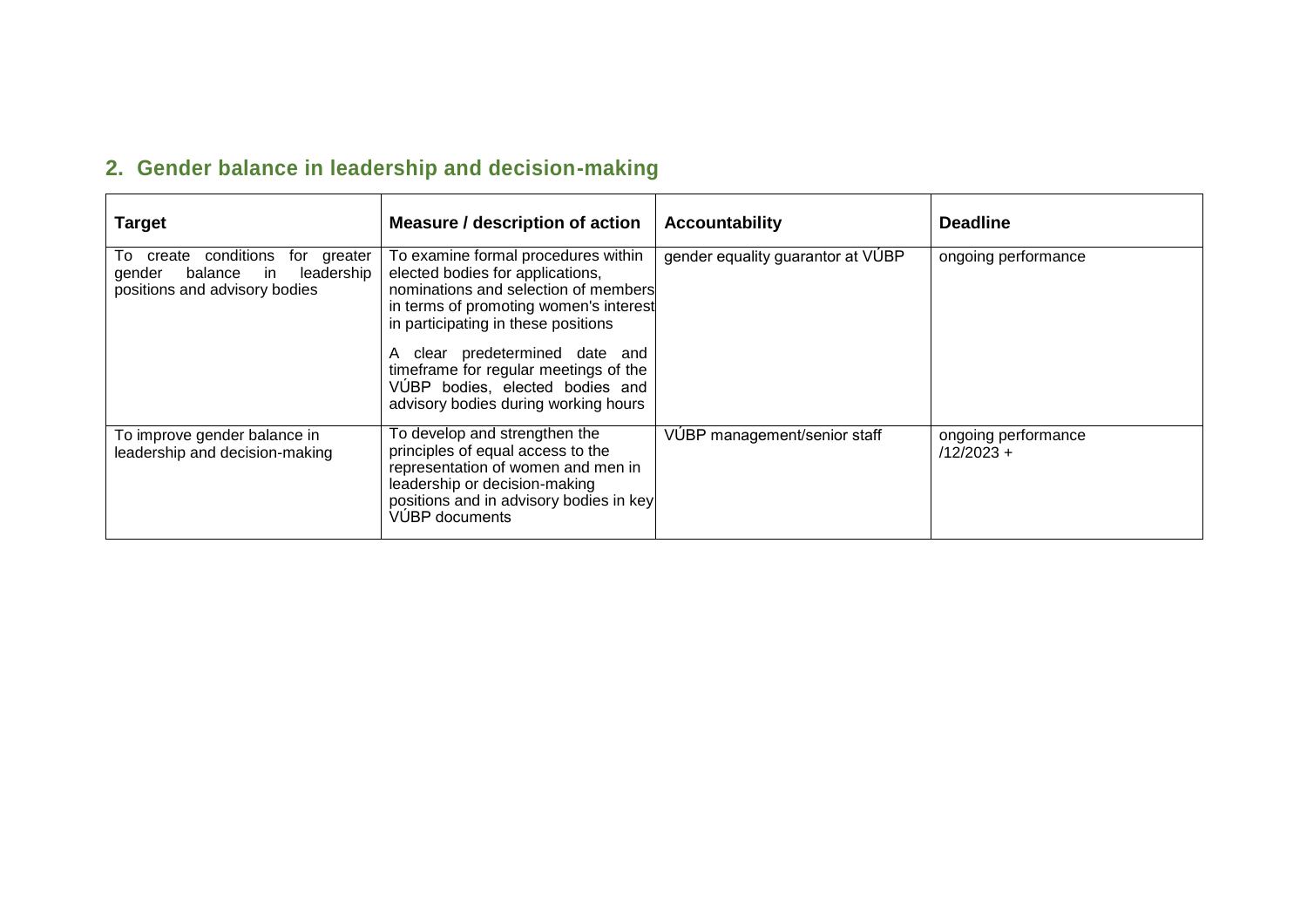## 2. Gender balance in leadership and decision-making

| Target | Measure / description of action | Accountability | Deadline |
|---|---|---|---|
| To create conditions for greater gender balance in leadership positions and advisory bodies | To examine formal procedures within elected bodies for applications, nominations and selection of members in terms of promoting women's interest in participating in these positions<br><br>A clear predetermined date and timeframe for regular meetings of the VÚBP bodies, elected bodies and advisory bodies during working hours | gender equality guarantor at VÚBP | ongoing performance |
| To improve gender balance in leadership and decision-making | To develop and strengthen the principles of equal access to the representation of women and men in leadership or decision-making positions and in advisory bodies in key VÚBP documents | VÚBP management/senior staff | ongoing performance /12/2023 + |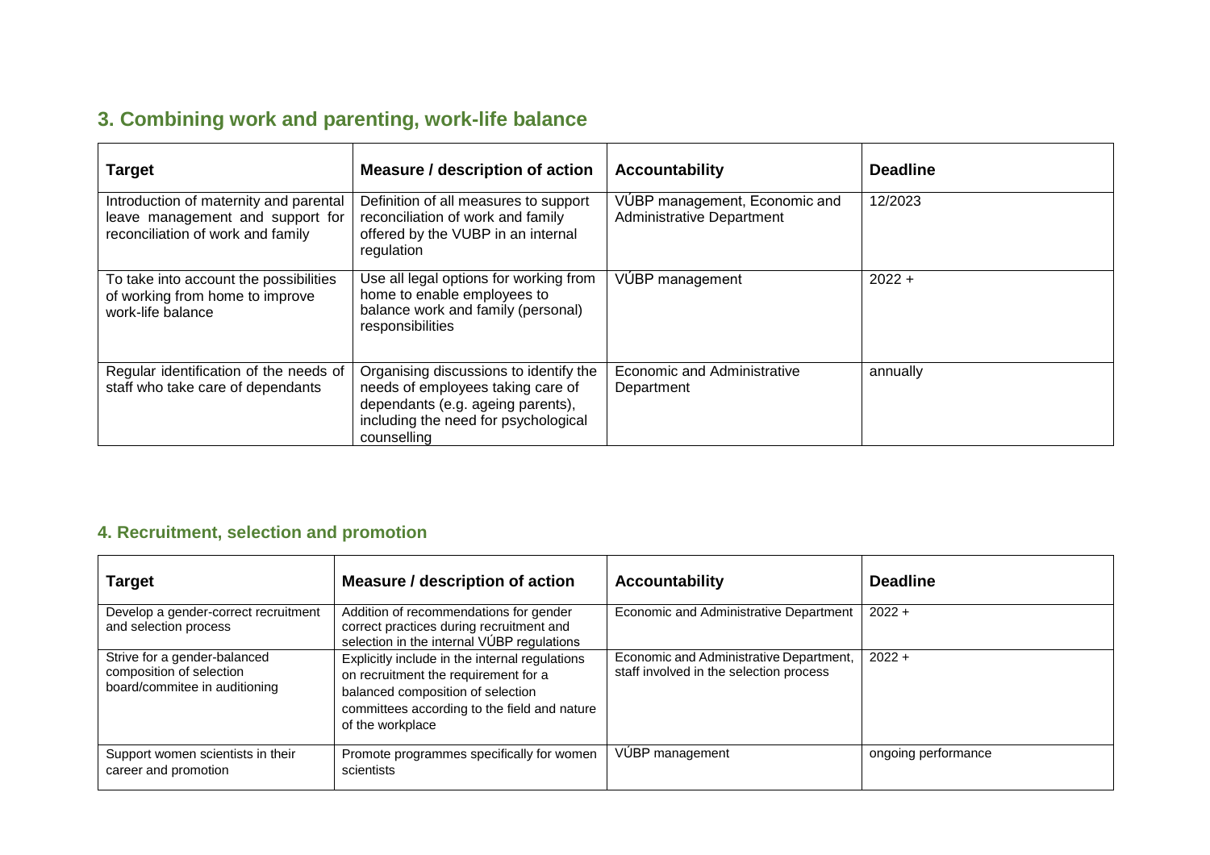## 3. Combining work and parenting, work-life balance

| Target | Measure / description of action | Accountability | Deadline |
|---|---|---|---|
| Introduction of maternity and parental leave management and support for reconciliation of work and family | Definition of all measures to support reconciliation of work and family offered by the VUBP in an internal regulation | VÚBP management, Economic and Administrative Department | 12/2023 |
| To take into account the possibilities of working from home to improve work-life balance | Use all legal options for working from home to enable employees to balance work and family (personal) responsibilities | VÚBP management | 2022 + |
| Regular identification of the needs of staff who take care of dependants | Organising discussions to identify the needs of employees taking care of dependants (e.g. ageing parents), including the need for psychological counselling | Economic and Administrative Department | annually |

## 4. Recruitment, selection and promotion

| Target | Measure / description of action | Accountability | Deadline |
|---|---|---|---|
| Develop a gender-correct recruitment and selection process | Addition of recommendations for gender correct practices during recruitment and selection in the internal VÚBP regulations | Economic and Administrative Department | 2022 + |
| Strive for a gender-balanced composition of selection board/commitee in auditioning | Explicitly include in the internal regulations on recruitment the requirement for a balanced composition of selection committees according to the field and nature of the workplace | Economic and Administrative Department, staff involved in the selection process | 2022 + |
| Support women scientists in their career and promotion | Promote programmes specifically for women scientists | VÚBP management | ongoing performance |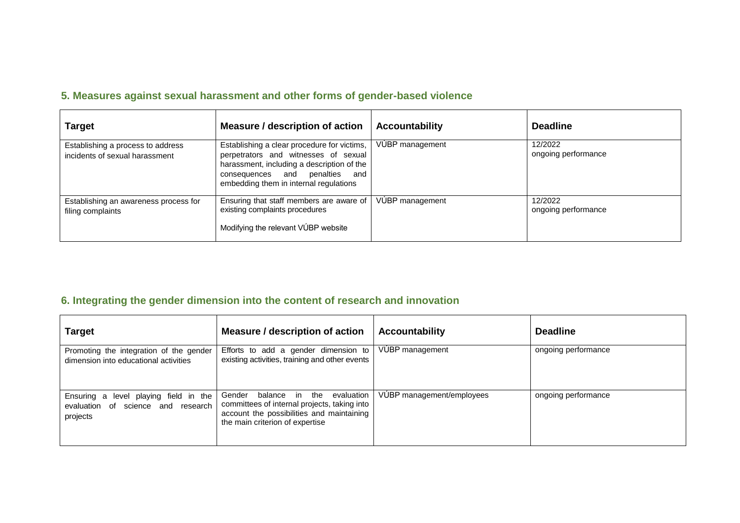## 5. Measures against sexual harassment and other forms of gender-based violence

| Target | Measure / description of action | Accountability | Deadline |
|---|---|---|---|
| Establishing a process to address incidents of sexual harassment | Establishing a clear procedure for victims, perpetrators and witnesses of sexual harassment, including a description of the consequences and penalties and embedding them in internal regulations | VÚBP management | 12/2022<br>ongoing performance |
| Establishing an awareness process for filing complaints | Ensuring that staff members are aware of existing complaints procedures<br><br>Modifying the relevant VÚBP website | VÚBP management | 12/2022<br>ongoing performance |

## 6. Integrating the gender dimension into the content of research and innovation

| Target | Measure / description of action | Accountability | Deadline |
|---|---|---|---|
| Promoting the integration of the gender dimension into educational activities | Efforts to add a gender dimension to existing activities, training and other events | VÚBP management | ongoing performance |
| Ensuring a level playing field in the evaluation of science and research projects | Gender balance in the evaluation committees of internal projects, taking into account the possibilities and maintaining the main criterion of expertise | VÚBP management/employees | ongoing performance |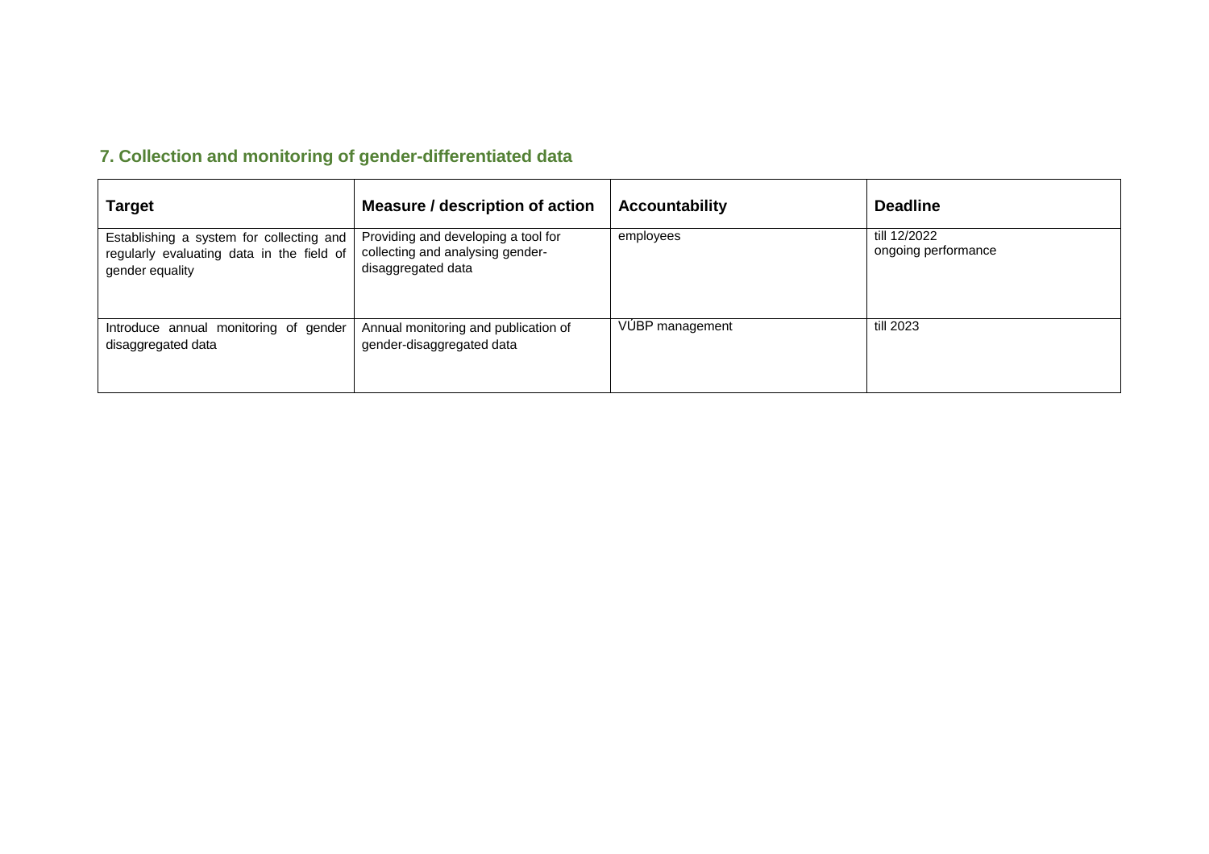## 7. Collection and monitoring of gender-differentiated data

| Target | Measure / description of action | Accountability | Deadline |
|---|---|---|---|
| Establishing a system for collecting and regularly evaluating data in the field of gender equality | Providing and developing a tool for collecting and analysing gender-disaggregated data | employees | till 12/2022<br>ongoing performance |
| Introduce annual monitoring of gender disaggregated data | Annual monitoring and publication of gender-disaggregated data | VÚBP management | till 2023 |